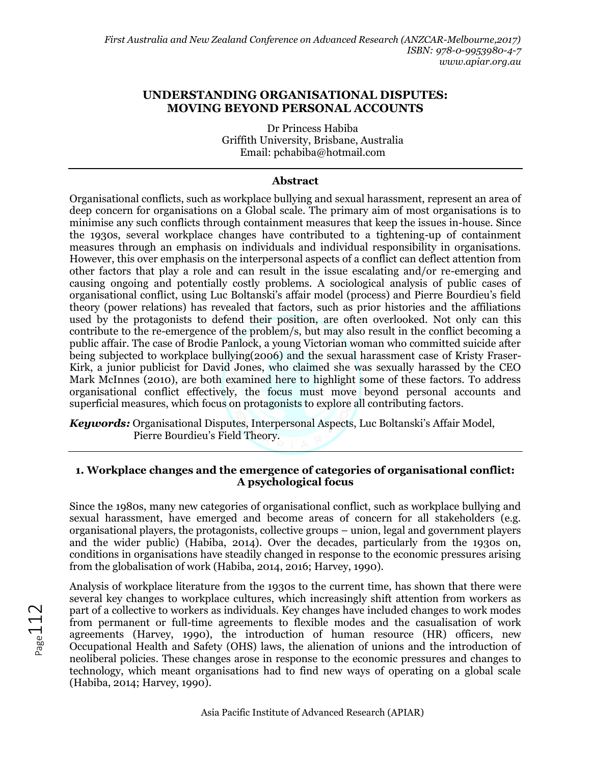# UNDERSTANDING ORGANISATIONAL DISPUTES: MOVING BEYOND PERSONAL ACCOUNTS

Dr Princess Habiba
Griffith University, Brisbane, Australia
Email: pchabiba@hotmail.com

## Abstract

Organisational conflicts, such as workplace bullying and sexual harassment, represent an area of deep concern for organisations on a Global scale. The primary aim of most organisations is to minimise any such conflicts through containment measures that keep the issues in-house. Since the 1930s, several workplace changes have contributed to a tightening-up of containment measures through an emphasis on individuals and individual responsibility in organisations. However, this over emphasis on the interpersonal aspects of a conflict can deflect attention from other factors that play a role and can result in the issue escalating and/or re-emerging and causing ongoing and potentially costly problems. A sociological analysis of public cases of organisational conflict, using Luc Boltanski's affair model (process) and Pierre Bourdieu's field theory (power relations) has revealed that factors, such as prior histories and the affiliations used by the protagonists to defend their position, are often overlooked. Not only can this contribute to the re-emergence of the problem/s, but may also result in the conflict becoming a public affair. The case of Brodie Panlock, a young Victorian woman who committed suicide after being subjected to workplace bullying(2006) and the sexual harassment case of Kristy Fraser-Kirk, a junior publicist for David Jones, who claimed she was sexually harassed by the CEO Mark McInnes (2010), are both examined here to highlight some of these factors. To address organisational conflict effectively, the focus must move beyond personal accounts and superficial measures, which focus on protagonists to explore all contributing factors.

***Keywords:*** Organisational Disputes, Interpersonal Aspects, Luc Boltanski's Affair Model, Pierre Bourdieu's Field Theory.

## 1. Workplace changes and the emergence of categories of organisational conflict: A psychological focus

Since the 1980s, many new categories of organisational conflict, such as workplace bullying and sexual harassment, have emerged and become areas of concern for all stakeholders (e.g. organisational players, the protagonists, collective groups – union, legal and government players and the wider public) (Habiba, 2014). Over the decades, particularly from the 1930s on, conditions in organisations have steadily changed in response to the economic pressures arising from the globalisation of work (Habiba, 2014, 2016; Harvey, 1990).

Analysis of workplace literature from the 1930s to the current time, has shown that there were several key changes to workplace cultures, which increasingly shift attention from workers as part of a collective to workers as individuals. Key changes have included changes to work modes from permanent or full-time agreements to flexible modes and the casualisation of work agreements (Harvey, 1990), the introduction of human resource (HR) officers, new Occupational Health and Safety (OHS) laws, the alienation of unions and the introduction of neoliberal policies. These changes arose in response to the economic pressures and changes to technology, which meant organisations had to find new ways of operating on a global scale (Habiba, 2014; Harvey, 1990).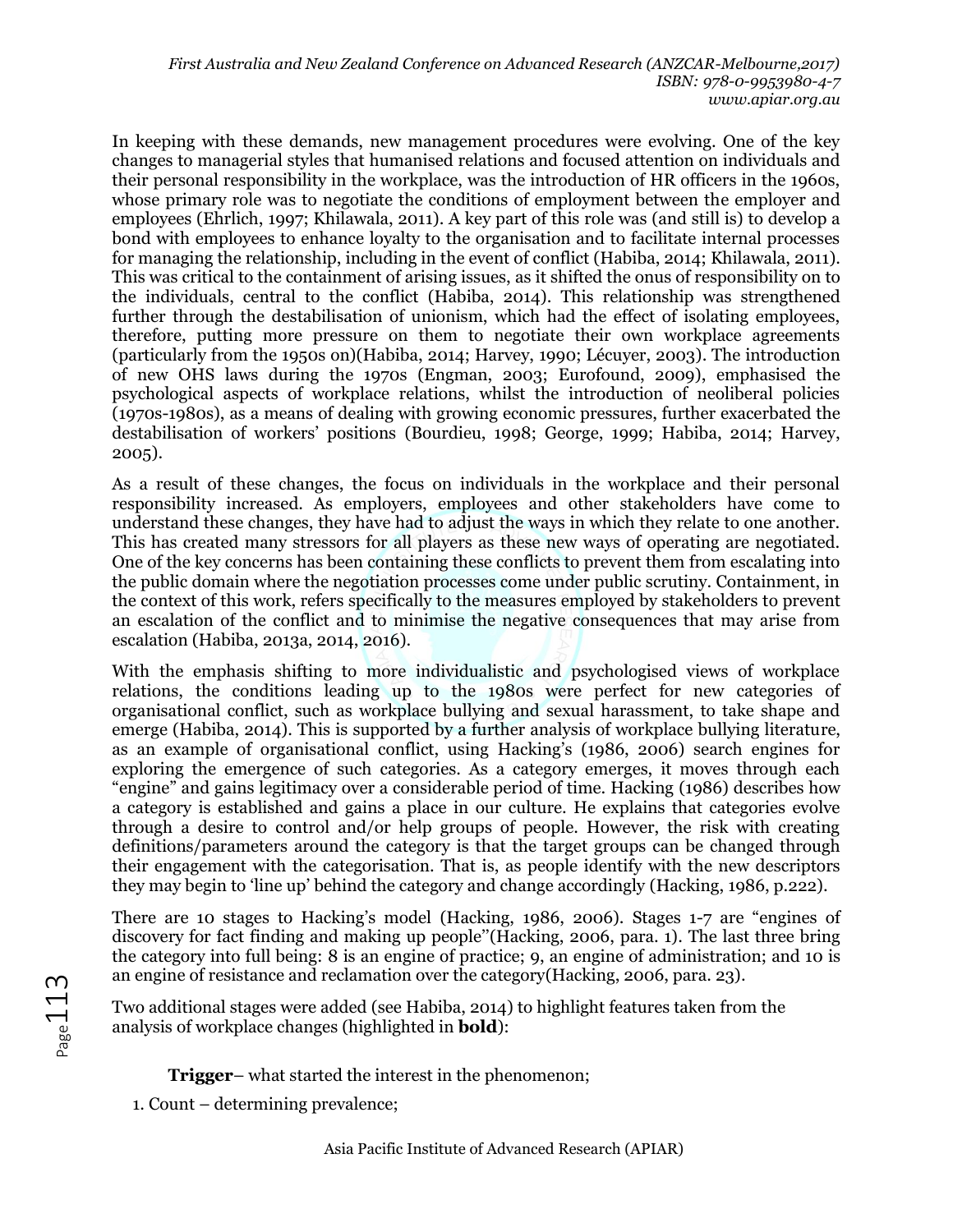In keeping with these demands, new management procedures were evolving. One of the key changes to managerial styles that humanised relations and focused attention on individuals and their personal responsibility in the workplace, was the introduction of HR officers in the 1960s, whose primary role was to negotiate the conditions of employment between the employer and employees (Ehrlich, 1997; Khilawala, 2011). A key part of this role was (and still is) to develop a bond with employees to enhance loyalty to the organisation and to facilitate internal processes for managing the relationship, including in the event of conflict (Habiba, 2014; Khilawala, 2011). This was critical to the containment of arising issues, as it shifted the onus of responsibility on to the individuals, central to the conflict (Habiba, 2014). This relationship was strengthened further through the destabilisation of unionism, which had the effect of isolating employees, therefore, putting more pressure on them to negotiate their own workplace agreements (particularly from the 1950s on)(Habiba, 2014; Harvey, 1990; Lécuyer, 2003). The introduction of new OHS laws during the 1970s (Engman, 2003; Eurofound, 2009), emphasised the psychological aspects of workplace relations, whilst the introduction of neoliberal policies (1970s-1980s), as a means of dealing with growing economic pressures, further exacerbated the destabilisation of workers' positions (Bourdieu, 1998; George, 1999; Habiba, 2014; Harvey, 2005).

As a result of these changes, the focus on individuals in the workplace and their personal responsibility increased. As employers, employees and other stakeholders have come to understand these changes, they have had to adjust the ways in which they relate to one another. This has created many stressors for all players as these new ways of operating are negotiated. One of the key concerns has been containing these conflicts to prevent them from escalating into the public domain where the negotiation processes come under public scrutiny. Containment, in the context of this work, refers specifically to the measures employed by stakeholders to prevent an escalation of the conflict and to minimise the negative consequences that may arise from escalation (Habiba, 2013a, 2014, 2016).

With the emphasis shifting to more individualistic and psychologised views of workplace relations, the conditions leading up to the 1980s were perfect for new categories of organisational conflict, such as workplace bullying and sexual harassment, to take shape and emerge (Habiba, 2014). This is supported by a further analysis of workplace bullying literature, as an example of organisational conflict, using Hacking's (1986, 2006) search engines for exploring the emergence of such categories. As a category emerges, it moves through each "engine" and gains legitimacy over a considerable period of time. Hacking (1986) describes how a category is established and gains a place in our culture. He explains that categories evolve through a desire to control and/or help groups of people. However, the risk with creating definitions/parameters around the category is that the target groups can be changed through their engagement with the categorisation. That is, as people identify with the new descriptors they may begin to 'line up' behind the category and change accordingly (Hacking, 1986, p.222).

There are 10 stages to Hacking's model (Hacking, 1986, 2006). Stages 1-7 are "engines of discovery for fact finding and making up people"(Hacking, 2006, para. 1). The last three bring the category into full being: 8 is an engine of practice; 9, an engine of administration; and 10 is an engine of resistance and reclamation over the category(Hacking, 2006, para. 23).

Two additional stages were added (see Habiba, 2014) to highlight features taken from the analysis of workplace changes (highlighted in **bold**):

**Trigger**– what started the interest in the phenomenon;

1. Count – determining prevalence;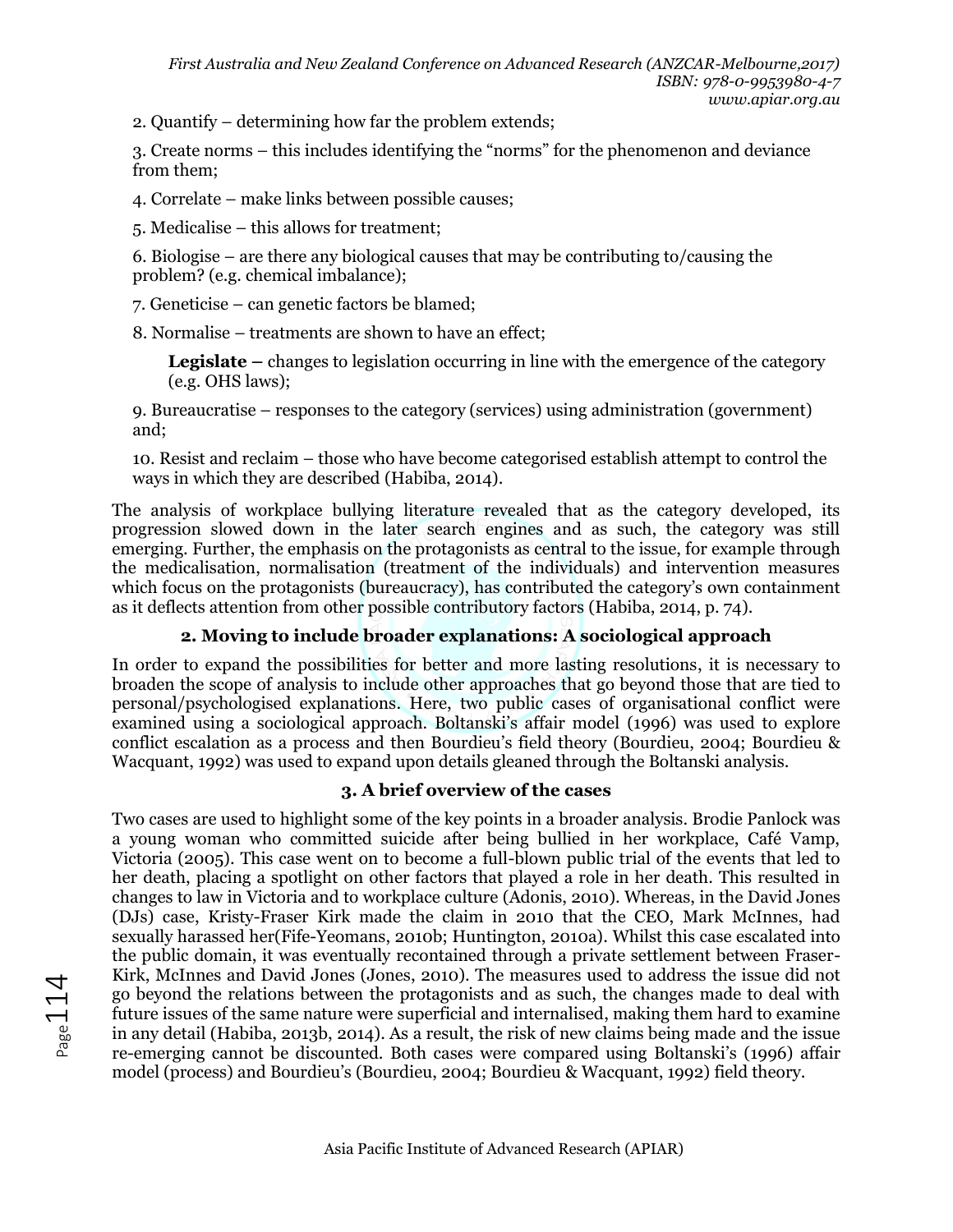2. Quantify – determining how far the problem extends;

3. Create norms – this includes identifying the "norms" for the phenomenon and deviance from them;

4. Correlate – make links between possible causes;

5. Medicalise – this allows for treatment;

6. Biologise – are there any biological causes that may be contributing to/causing the problem? (e.g. chemical imbalance);

7. Geneticise – can genetic factors be blamed;

8. Normalise – treatments are shown to have an effect;

   **Legislate –** changes to legislation occurring in line with the emergence of the category (e.g. OHS laws);

9. Bureaucratise – responses to the category (services) using administration (government) and;

10. Resist and reclaim – those who have become categorised establish attempt to control the ways in which they are described (Habiba, 2014).

The analysis of workplace bullying literature revealed that as the category developed, its progression slowed down in the later search engines and as such, the category was still emerging. Further, the emphasis on the protagonists as central to the issue, for example through the medicalisation, normalisation (treatment of the individuals) and intervention measures which focus on the protagonists (bureaucracy), has contributed the category's own containment as it deflects attention from other possible contributory factors (Habiba, 2014, p. 74).

## 2. Moving to include broader explanations: A sociological approach

In order to expand the possibilities for better and more lasting resolutions, it is necessary to broaden the scope of analysis to include other approaches that go beyond those that are tied to personal/psychologised explanations. Here, two public cases of organisational conflict were examined using a sociological approach. Boltanski's affair model (1996) was used to explore conflict escalation as a process and then Bourdieu's field theory (Bourdieu, 2004; Bourdieu & Wacquant, 1992) was used to expand upon details gleaned through the Boltanski analysis.

## 3. A brief overview of the cases

Two cases are used to highlight some of the key points in a broader analysis. Brodie Panlock was a young woman who committed suicide after being bullied in her workplace, Café Vamp, Victoria (2005). This case went on to become a full-blown public trial of the events that led to her death, placing a spotlight on other factors that played a role in her death. This resulted in changes to law in Victoria and to workplace culture (Adonis, 2010). Whereas, in the David Jones (DJs) case, Kristy-Fraser Kirk made the claim in 2010 that the CEO, Mark McInnes, had sexually harassed her(Fife-Yeomans, 2010b; Huntington, 2010a). Whilst this case escalated into the public domain, it was eventually recontained through a private settlement between Fraser-Kirk, McInnes and David Jones (Jones, 2010). The measures used to address the issue did not go beyond the relations between the protagonists and as such, the changes made to deal with future issues of the same nature were superficial and internalised, making them hard to examine in any detail (Habiba, 2013b, 2014). As a result, the risk of new claims being made and the issue re-emerging cannot be discounted. Both cases were compared using Boltanski's (1996) affair model (process) and Bourdieu's (Bourdieu, 2004; Bourdieu & Wacquant, 1992) field theory.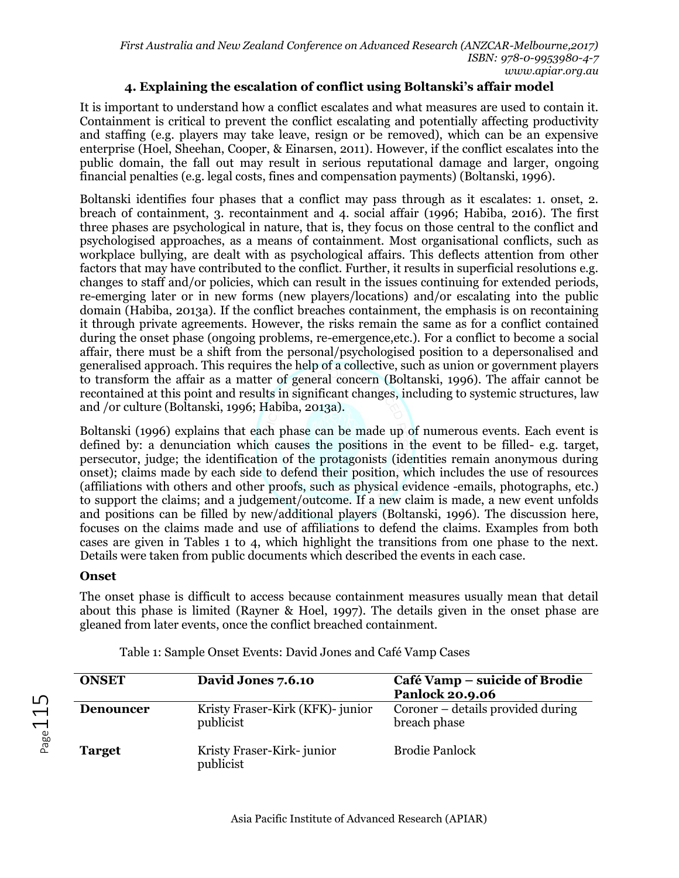### 4. Explaining the escalation of conflict using Boltanski's affair model

It is important to understand how a conflict escalates and what measures are used to contain it. Containment is critical to prevent the conflict escalating and potentially affecting productivity and staffing (e.g. players may take leave, resign or be removed), which can be an expensive enterprise (Hoel, Sheehan, Cooper, & Einarsen, 2011). However, if the conflict escalates into the public domain, the fall out may result in serious reputational damage and larger, ongoing financial penalties (e.g. legal costs, fines and compensation payments) (Boltanski, 1996).

Boltanski identifies four phases that a conflict may pass through as it escalates: 1. onset, 2. breach of containment, 3. recontainment and 4. social affair (1996; Habiba, 2016). The first three phases are psychological in nature, that is, they focus on those central to the conflict and psychologised approaches, as a means of containment. Most organisational conflicts, such as workplace bullying, are dealt with as psychological affairs. This deflects attention from other factors that may have contributed to the conflict. Further, it results in superficial resolutions e.g. changes to staff and/or policies, which can result in the issues continuing for extended periods, re-emerging later or in new forms (new players/locations) and/or escalating into the public domain (Habiba, 2013a). If the conflict breaches containment, the emphasis is on recontaining it through private agreements. However, the risks remain the same as for a conflict contained during the onset phase (ongoing problems, re-emergence,etc.). For a conflict to become a social affair, there must be a shift from the personal/psychologised position to a depersonalised and generalised approach. This requires the help of a collective, such as union or government players to transform the affair as a matter of general concern (Boltanski, 1996). The affair cannot be recontained at this point and results in significant changes, including to systemic structures, law and /or culture (Boltanski, 1996; Habiba, 2013a).

Boltanski (1996) explains that each phase can be made up of numerous events. Each event is defined by: a denunciation which causes the positions in the event to be filled- e.g. target, persecutor, judge; the identification of the protagonists (identities remain anonymous during onset); claims made by each side to defend their position, which includes the use of resources (affiliations with others and other proofs, such as physical evidence -emails, photographs, etc.) to support the claims; and a judgement/outcome. If a new claim is made, a new event unfolds and positions can be filled by new/additional players (Boltanski, 1996). The discussion here, focuses on the claims made and use of affiliations to defend the claims. Examples from both cases are given in Tables 1 to 4, which highlight the transitions from one phase to the next. Details were taken from public documents which described the events in each case.

**Onset**

The onset phase is difficult to access because containment measures usually mean that detail about this phase is limited (Rayner & Hoel, 1997). The details given in the onset phase are gleaned from later events, once the conflict breached containment.

Table 1: Sample Onset Events: David Jones and Café Vamp Cases

| ONSET | David Jones 7.6.10 | Café Vamp – suicide of Brodie Panlock 20.9.06 |
|---|---|---|
| **Denouncer** | Kristy Fraser-Kirk (KFK)- junior publicist | Coroner – details provided during breach phase |
| **Target** | Kristy Fraser-Kirk- junior publicist | Brodie Panlock |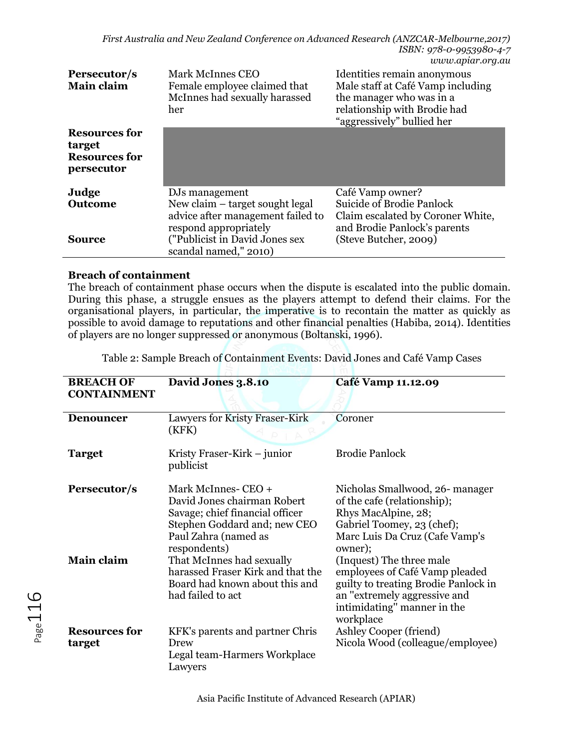| | | |
|---|---|---|
| **Persecutor/s** | Mark McInnes CEO | Identities remain anonymous |
| **Main claim** | Female employee claimed that McInnes had sexually harassed her | Male staff at Café Vamp including the manager who was in a relationship with Brodie had "aggressively" bullied her |
| **Resources for target** | | |
| **Resources for persecutor** | | |
| **Judge** | DJs management | Café Vamp owner? |
| **Outcome** | New claim – target sought legal advice after management failed to respond appropriately | Suicide of Brodie Panlock<br>Claim escalated by Coroner White, and Brodie Panlock's parents |
| **Source** | ("Publicist in David Jones sex scandal named," 2010) | (Steve Butcher, 2009) |

**Breach of containment**

The breach of containment phase occurs when the dispute is escalated into the public domain. During this phase, a struggle ensues as the players attempt to defend their claims. For the organisational players, in particular, the imperative is to recontain the matter as quickly as possible to avoid damage to reputations and other financial penalties (Habiba, 2014). Identities of players are no longer suppressed or anonymous (Boltanski, 1996).

Table 2: Sample Breach of Containment Events: David Jones and Café Vamp Cases

| **BREACH OF CONTAINMENT** | **David Jones 3.8.10** | **Café Vamp 11.12.09** |
|---|---|---|
| **Denouncer** | Lawyers for Kristy Fraser-Kirk (KFK) | Coroner |
| **Target** | Kristy Fraser-Kirk – junior publicist | Brodie Panlock |
| **Persecutor/s** | Mark McInnes- CEO + David Jones chairman Robert Savage; chief financial officer Stephen Goddard and; new CEO Paul Zahra (named as respondents) | Nicholas Smallwood, 26- manager of the cafe (relationship);<br>Rhys MacAlpine, 28;<br>Gabriel Toomey, 23 (chef);<br>Marc Luis Da Cruz (Cafe Vamp's owner); |
| **Main claim** | That McInnes had sexually harassed Fraser Kirk and that the Board had known about this and had failed to act | (Inquest) The three male employees of Café Vamp pleaded guilty to treating Brodie Panlock in an "extremely aggressive and intimidating" manner in the workplace |
| **Resources for target** | KFK's parents and partner Chris Drew<br>Legal team-Harmers Workplace Lawyers | Ashley Cooper (friend)<br>Nicola Wood (colleague/employee) |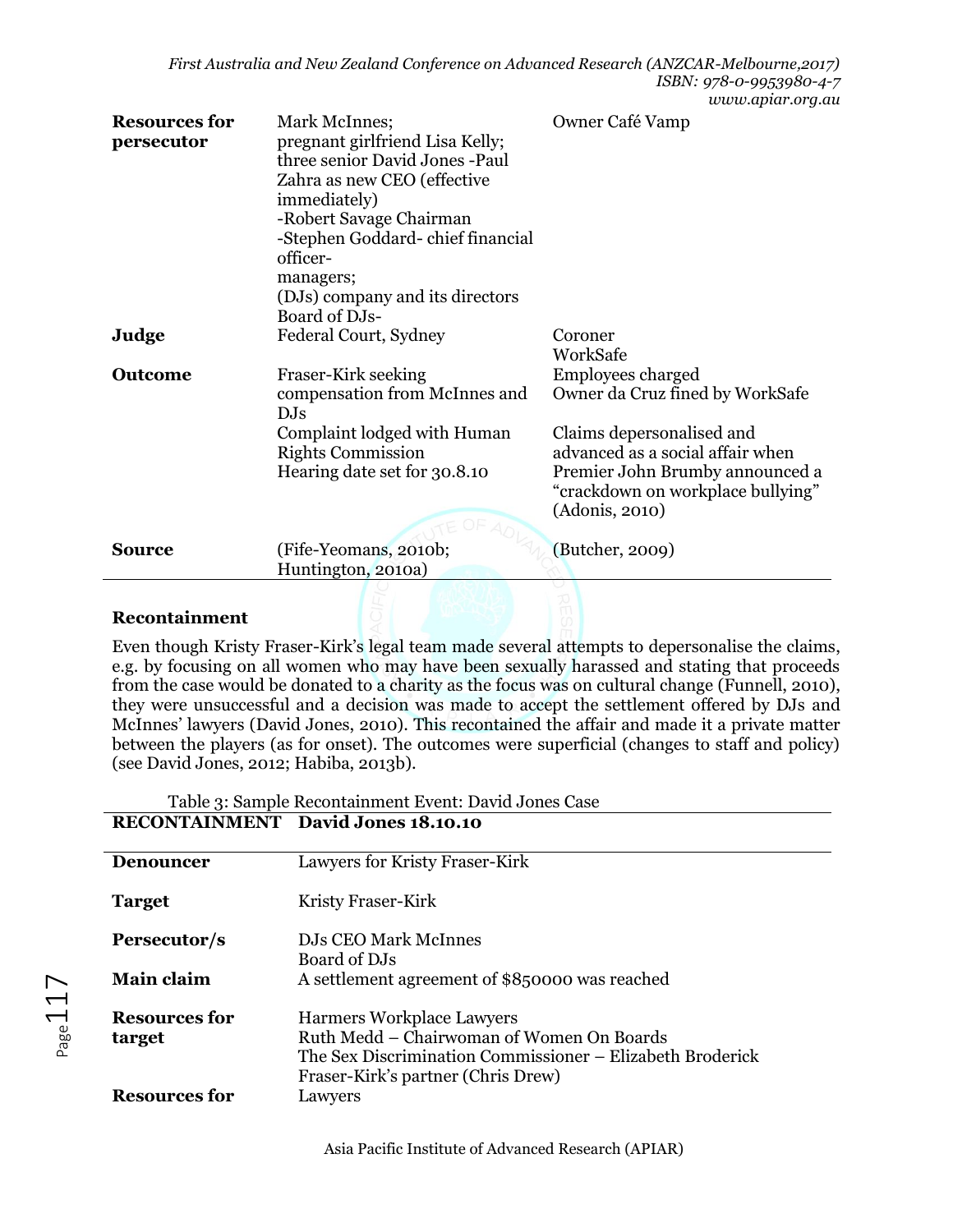| | | |
|---|---|---|
| **Resources for persecutor** | Mark McInnes; pregnant girlfriend Lisa Kelly; three senior David Jones -Paul Zahra as new CEO (effective immediately) -Robert Savage Chairman -Stephen Goddard- chief financial officer- managers; (DJs) company and its directors Board of DJs- | Owner Café Vamp |
| **Judge** | Federal Court, Sydney | Coroner WorkSafe |
| **Outcome** | Fraser-Kirk seeking compensation from McInnes and DJs Complaint lodged with Human Rights Commission Hearing date set for 30.8.10 | Employees charged Owner da Cruz fined by WorkSafe Claims depersonalised and advanced as a social affair when Premier John Brumby announced a “crackdown on workplace bullying” (Adonis, 2010) |
| **Source** | (Fife-Yeomans, 2010b; Huntington, 2010a) | (Butcher, 2009) |

### Recontainment

Even though Kristy Fraser-Kirk’s legal team made several attempts to depersonalise the claims, e.g. by focusing on all women who may have been sexually harassed and stating that proceeds from the case would be donated to a charity as the focus was on cultural change (Funnell, 2010), they were unsuccessful and a decision was made to accept the settlement offered by DJs and McInnes’ lawyers (David Jones, 2010). This recontained the affair and made it a private matter between the players (as for onset). The outcomes were superficial (changes to staff and policy) (see David Jones, 2012; Habiba, 2013b).

Table 3: Sample Recontainment Event: David Jones Case

| RECONTAINMENT | David Jones 18.10.10 |
|---|---|
| **Denouncer** | Lawyers for Kristy Fraser-Kirk |
| **Target** | Kristy Fraser-Kirk |
| **Persecutor/s** | DJs CEO Mark McInnes Board of DJs |
| **Main claim** | A settlement agreement of $850000 was reached |
| **Resources for target** | Harmers Workplace Lawyers Ruth Medd – Chairwoman of Women On Boards The Sex Discrimination Commissioner – Elizabeth Broderick Fraser-Kirk’s partner (Chris Drew) |
| **Resources for** | Lawyers |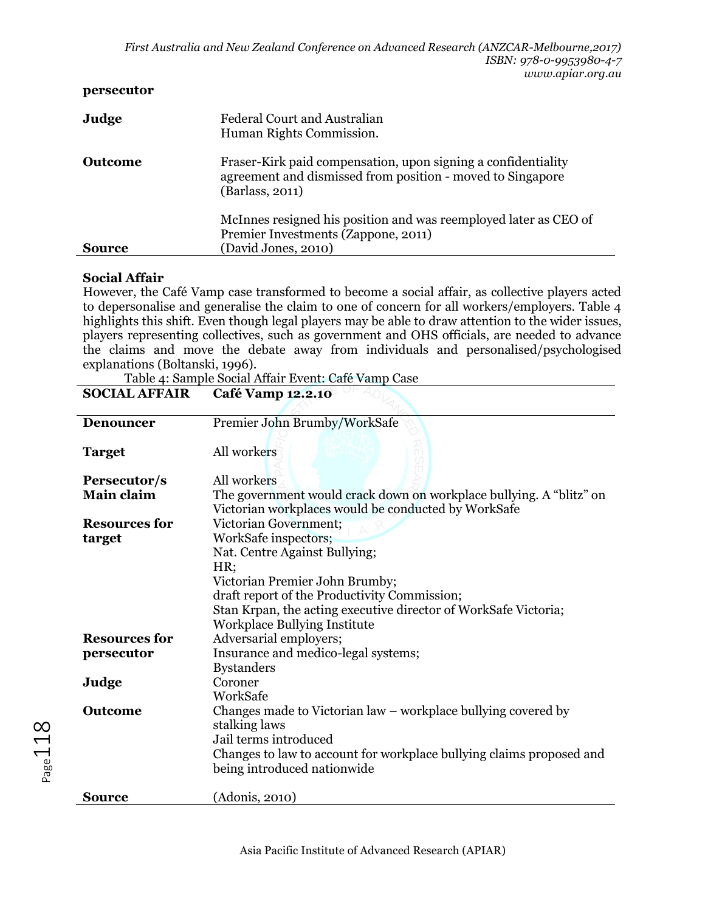| | |
|---|---|
| **persecutor** | |
| **Judge** | Federal Court and Australian Human Rights Commission. |
| **Outcome** | Fraser-Kirk paid compensation, upon signing a confidentiality agreement and dismissed from position - moved to Singapore (Barlass, 2011)<br><br>McInnes resigned his position and was reemployed later as CEO of Premier Investments (Zappone, 2011) |
| **Source** | (David Jones, 2010) |

**Social Affair**

However, the Café Vamp case transformed to become a social affair, as collective players acted to depersonalise and generalise the claim to one of concern for all workers/employers. Table 4 highlights this shift. Even though legal players may be able to draw attention to the wider issues, players representing collectives, such as government and OHS officials, are needed to advance the claims and move the debate away from individuals and personalised/psychologised explanations (Boltanski, 1996).

Table 4: Sample Social Affair Event: Café Vamp Case

| SOCIAL AFFAIR | Café Vamp 12.2.10 |
|---|---|
| **Denouncer** | Premier John Brumby/WorkSafe |
| **Target** | All workers |
| **Persecutor/s** | All workers |
| **Main claim** | The government would crack down on workplace bullying. A "blitz" on Victorian workplaces would be conducted by WorkSafe |
| **Resources for target** | Victorian Government;<br>WorkSafe inspectors;<br>Nat. Centre Against Bullying;<br>HR;<br>Victorian Premier John Brumby;<br>draft report of the Productivity Commission;<br>Stan Krpan, the acting executive director of WorkSafe Victoria;<br>Workplace Bullying Institute |
| **Resources for persecutor** | Adversarial employers;<br>Insurance and medico-legal systems;<br>Bystanders |
| **Judge** | Coroner<br>WorkSafe |
| **Outcome** | Changes made to Victorian law – workplace bullying covered by stalking laws<br>Jail terms introduced<br>Changes to law to account for workplace bullying claims proposed and being introduced nationwide |
| **Source** | (Adonis, 2010) |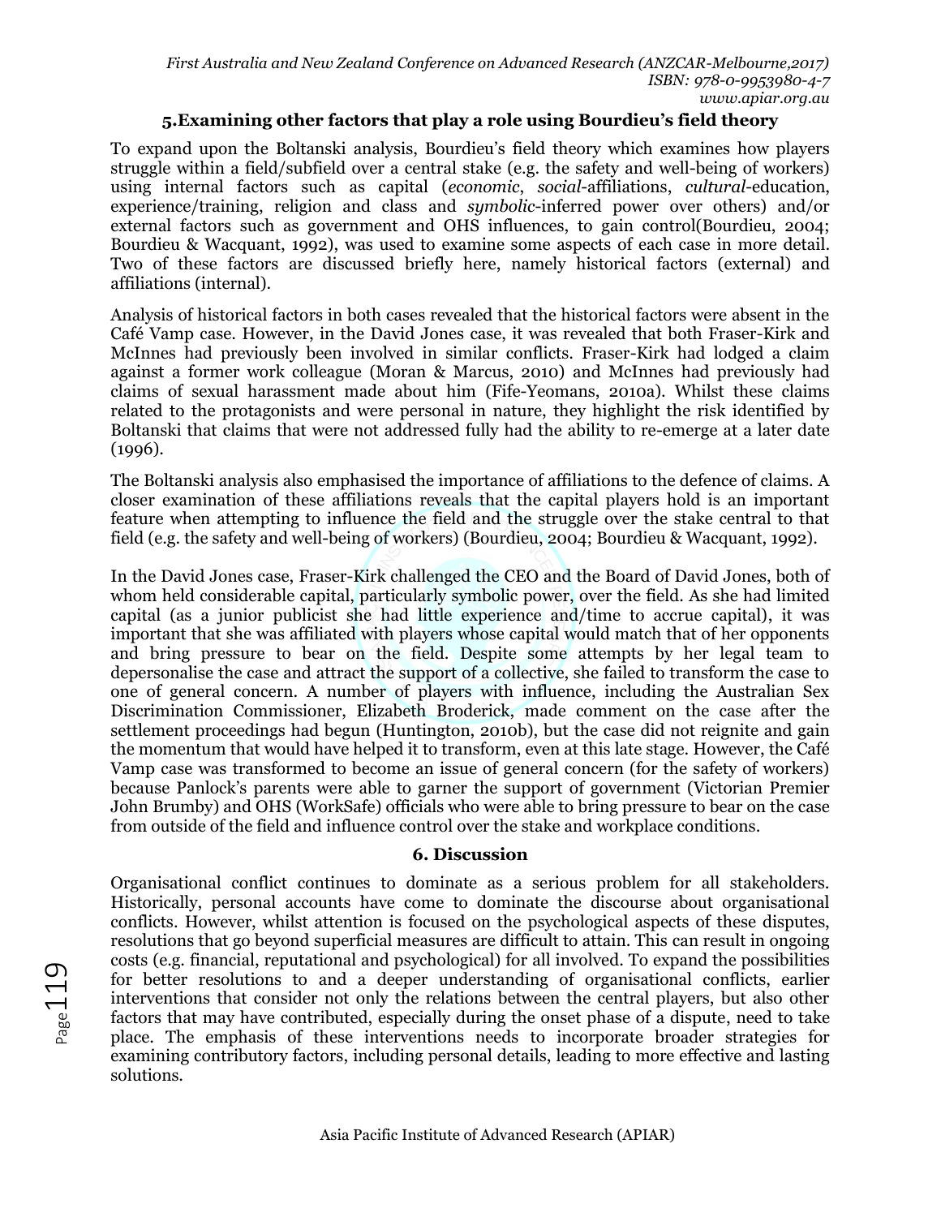## 5. Examining other factors that play a role using Bourdieu's field theory

To expand upon the Boltanski analysis, Bourdieu's field theory which examines how players struggle within a field/subfield over a central stake (e.g. the safety and well-being of workers) using internal factors such as capital (*economic*, *social*-affiliations, *cultural*-education, experience/training, religion and class and *symbolic*-inferred power over others) and/or external factors such as government and OHS influences, to gain control(Bourdieu, 2004; Bourdieu & Wacquant, 1992), was used to examine some aspects of each case in more detail. Two of these factors are discussed briefly here, namely historical factors (external) and affiliations (internal).

Analysis of historical factors in both cases revealed that the historical factors were absent in the Café Vamp case. However, in the David Jones case, it was revealed that both Fraser-Kirk and McInnes had previously been involved in similar conflicts. Fraser-Kirk had lodged a claim against a former work colleague (Moran & Marcus, 2010) and McInnes had previously had claims of sexual harassment made about him (Fife-Yeomans, 2010a). Whilst these claims related to the protagonists and were personal in nature, they highlight the risk identified by Boltanski that claims that were not addressed fully had the ability to re-emerge at a later date (1996).

The Boltanski analysis also emphasised the importance of affiliations to the defence of claims. A closer examination of these affiliations reveals that the capital players hold is an important feature when attempting to influence the field and the struggle over the stake central to that field (e.g. the safety and well-being of workers) (Bourdieu, 2004; Bourdieu & Wacquant, 1992).

In the David Jones case, Fraser-Kirk challenged the CEO and the Board of David Jones, both of whom held considerable capital, particularly symbolic power, over the field. As she had limited capital (as a junior publicist she had little experience and/time to accrue capital), it was important that she was affiliated with players whose capital would match that of her opponents and bring pressure to bear on the field. Despite some attempts by her legal team to depersonalise the case and attract the support of a collective, she failed to transform the case to one of general concern. A number of players with influence, including the Australian Sex Discrimination Commissioner, Elizabeth Broderick, made comment on the case after the settlement proceedings had begun (Huntington, 2010b), but the case did not reignite and gain the momentum that would have helped it to transform, even at this late stage. However, the Café Vamp case was transformed to become an issue of general concern (for the safety of workers) because Panlock's parents were able to garner the support of government (Victorian Premier John Brumby) and OHS (WorkSafe) officials who were able to bring pressure to bear on the case from outside of the field and influence control over the stake and workplace conditions.

## 6. Discussion

Organisational conflict continues to dominate as a serious problem for all stakeholders. Historically, personal accounts have come to dominate the discourse about organisational conflicts. However, whilst attention is focused on the psychological aspects of these disputes, resolutions that go beyond superficial measures are difficult to attain. This can result in ongoing costs (e.g. financial, reputational and psychological) for all involved. To expand the possibilities for better resolutions to and a deeper understanding of organisational conflicts, earlier interventions that consider not only the relations between the central players, but also other factors that may have contributed, especially during the onset phase of a dispute, need to take place. The emphasis of these interventions needs to incorporate broader strategies for examining contributory factors, including personal details, leading to more effective and lasting solutions.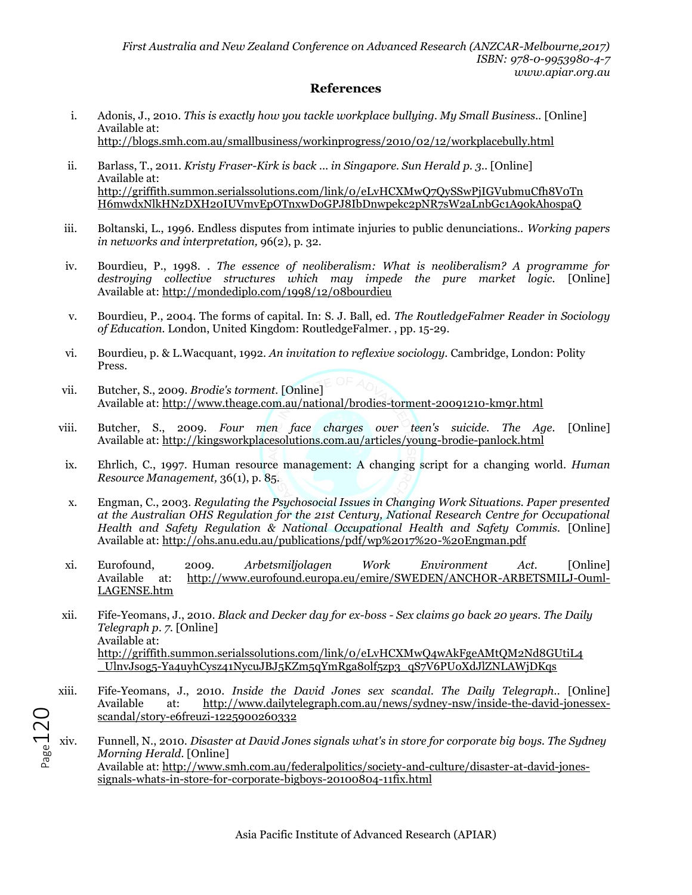## References

i. Adonis, J., 2010. *This is exactly how you tackle workplace bullying. My Small Business.*. [Online] Available at: http://blogs.smh.com.au/smallbusiness/workinprogress/2010/02/12/workplacebully.html

ii. Barlass, T., 2011. *Kristy Fraser-Kirk is back ... in Singapore. Sun Herald p. 3.*. [Online] Available at: http://griffith.summon.serialssolutions.com/link/0/eLvHCXMwQ7QySSwPjIGVubmuCfh8V0TnH6mwdxNlkHNzDXH20IUVmvEpOTnxwDoGPJ8IbDnwpekc2pNR7sW2aLnbGc1A9okAhospaQ

iii. Boltanski, L., 1996. Endless disputes from intimate injuries to public denunciations.. *Working papers in networks and interpretation,* 96(2), p. 32.

iv. Bourdieu, P., 1998. . *The essence of neoliberalism: What is neoliberalism? A programme for destroying collective structures which may impede the pure market logic.* [Online] Available at: http://mondediplo.com/1998/12/08bourdieu

v. Bourdieu, P., 2004. The forms of capital. In: S. J. Ball, ed. *The RoutledgeFalmer Reader in Sociology of Education.* London, United Kingdom: RoutledgeFalmer. , pp. 15-29.

vi. Bourdieu, p. & L.Wacquant, 1992. *An invitation to reflexive sociology.* Cambridge, London: Polity Press.

vii. Butcher, S., 2009. *Brodie's torment.* [Online] Available at: http://www.theage.com.au/national/brodies-torment-20091210-km9r.html

viii. Butcher, S., 2009. *Four men face charges over teen's suicide. The Age.* [Online] Available at: http://kingsworkplacesolutions.com.au/articles/young-brodie-panlock.html

ix. Ehrlich, C., 1997. Human resource management: A changing script for a changing world. *Human Resource Management,* 36(1), p. 85.

x. Engman, C., 2003. *Regulating the Psychosocial Issues in Changing Work Situations. Paper presented at the Australian OHS Regulation for the 21st Century, National Research Centre for Occupational Health and Safety Regulation & National Occupational Health and Safety Commis.* [Online] Available at: http://ohs.anu.edu.au/publications/pdf/wp%2017%20-%20Engman.pdf

xi. Eurofound, 2009. *Arbetsmiljolagen Work Environment Act.* [Online] Available at: http://www.eurofound.europa.eu/emire/SWEDEN/ANCHOR-ARBETSMILJ-Ouml-LAGENSE.htm

xii. Fife-Yeomans, J., 2010. *Black and Decker day for ex-boss - Sex claims go back 20 years. The Daily Telegraph p. 7.* [Online] Available at: http://griffith.summon.serialssolutions.com/link/0/eLvHCXMwQ4wAkFgeAMtQM2Nd8GUtiL4_UlnvJsog5-Ya4uyhCysz41NycuJBJ5KZm5qYmRga8olf5zp3_qS7V6PUoXdJlZNLAWjDKqs

xiii. Fife-Yeomans, J., 2010. *Inside the David Jones sex scandal. The Daily Telegraph.*. [Online] Available at: http://www.dailytelegraph.com.au/news/sydney-nsw/inside-the-david-jonessex-scandal/story-e6freuzi-1225900260332

xiv. Funnell, N., 2010. *Disaster at David Jones signals what's in store for corporate big boys. The Sydney Morning Herald.* [Online] Available at: http://www.smh.com.au/federalpolitics/society-and-culture/disaster-at-david-jones-signals-whats-in-store-for-corporate-bigboys-20100804-11fix.html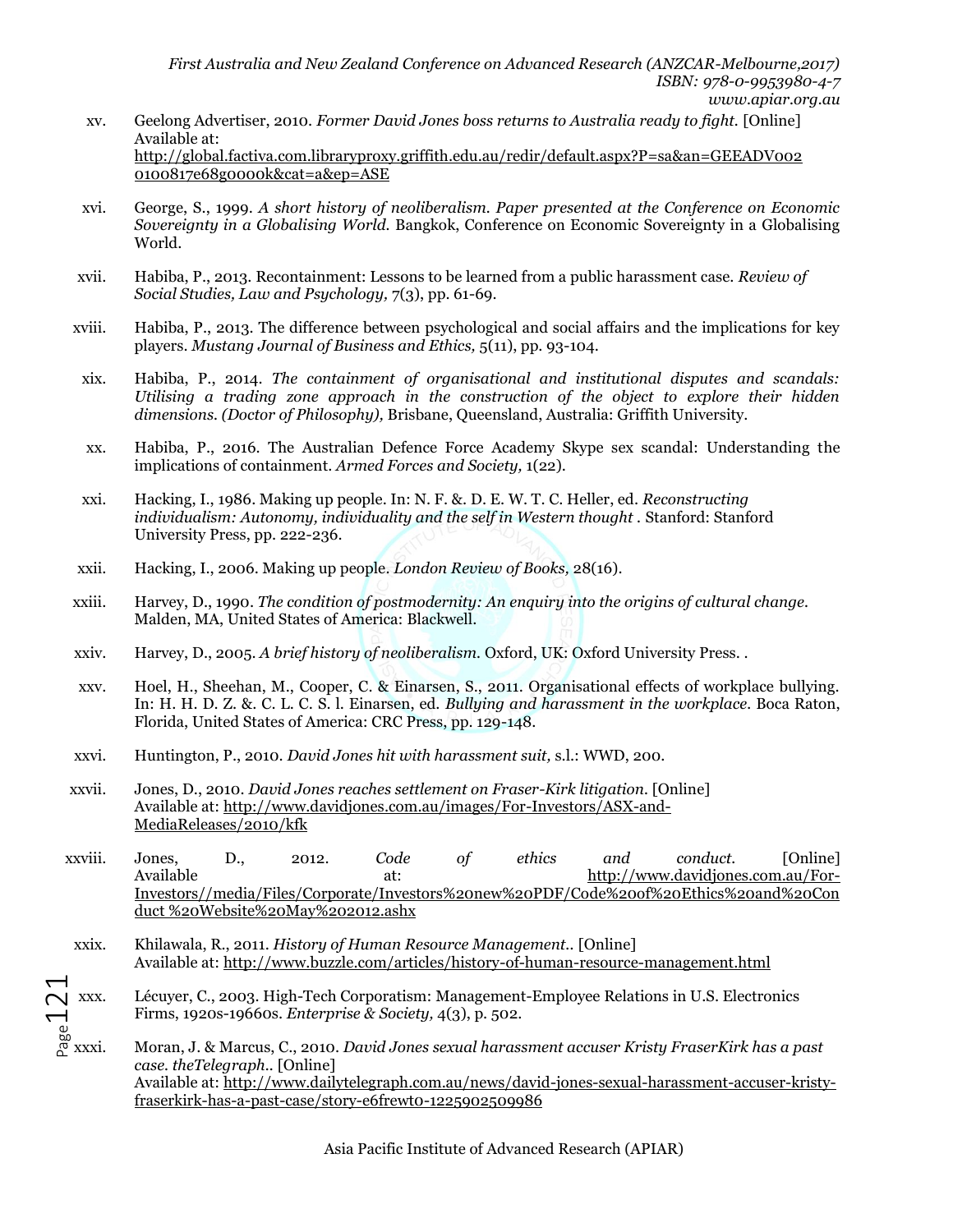xv. Geelong Advertiser, 2010. *Former David Jones boss returns to Australia ready to fight.* [Online] Available at: http://global.factiva.com.libraryproxy.griffith.edu.au/redir/default.aspx?P=sa&an=GEEADV0020100817e68g0000k&cat=a&ep=ASE

xvi. George, S., 1999. *A short history of neoliberalism. Paper presented at the Conference on Economic Sovereignty in a Globalising World.* Bangkok, Conference on Economic Sovereignty in a Globalising World.

xvii. Habiba, P., 2013. Recontainment: Lessons to be learned from a public harassment case. *Review of Social Studies, Law and Psychology,* 7(3), pp. 61-69.

xviii. Habiba, P., 2013. The difference between psychological and social affairs and the implications for key players. *Mustang Journal of Business and Ethics,* 5(11), pp. 93-104.

xix. Habiba, P., 2014. *The containment of organisational and institutional disputes and scandals: Utilising a trading zone approach in the construction of the object to explore their hidden dimensions. (Doctor of Philosophy),* Brisbane, Queensland, Australia: Griffith University.

xx. Habiba, P., 2016. The Australian Defence Force Academy Skype sex scandal: Understanding the implications of containment. *Armed Forces and Society,* 1(22).

xxi. Hacking, I., 1986. Making up people. In: N. F. &. D. E. W. T. C. Heller, ed. *Reconstructing individualism: Autonomy, individuality and the self in Western thought* . Stanford: Stanford University Press, pp. 222-236.

xxii. Hacking, I., 2006. Making up people. *London Review of Books,* 28(16).

xxiii. Harvey, D., 1990. *The condition of postmodernity: An enquiry into the origins of cultural change.* Malden, MA, United States of America: Blackwell.

xxiv. Harvey, D., 2005. *A brief history of neoliberalism.* Oxford, UK: Oxford University Press. .

xxv. Hoel, H., Sheehan, M., Cooper, C. & Einarsen, S., 2011. Organisational effects of workplace bullying. In: H. H. D. Z. &. C. L. C. S. l. Einarsen, ed. *Bullying and harassment in the workplace.* Boca Raton, Florida, United States of America: CRC Press, pp. 129-148.

xxvi. Huntington, P., 2010. *David Jones hit with harassment suit,* s.l.: WWD, 200.

xxvii. Jones, D., 2010. *David Jones reaches settlement on Fraser-Kirk litigation.* [Online] Available at: http://www.davidjones.com.au/images/For-Investors/ASX-and-MediaReleases/2010/kfk

xxviii. Jones, D., 2012. *Code of ethics and conduct.* [Online] Available at: http://www.davidjones.com.au/For-Investors//media/Files/Corporate/Investors%20new%20PDF/Code%20of%20Ethics%20and%20Conduct %20Website%20May%202012.ashx

xxix. Khilawala, R., 2011. *History of Human Resource Management..* [Online] Available at: http://www.buzzle.com/articles/history-of-human-resource-management.html

xxx. Lécuyer, C., 2003. High-Tech Corporatism: Management-Employee Relations in U.S. Electronics Firms, 1920s-1960s. *Enterprise & Society,* 4(3), p. 502.

xxxi. Moran, J. & Marcus, C., 2010. *David Jones sexual harassment accuser Kristy FraserKirk has a past case. theTelegraph..* [Online] Available at: http://www.dailytelegraph.com.au/news/david-jones-sexual-harassment-accuser-kristy-fraserkirk-has-a-past-case/story-e6frewt0-1225902509986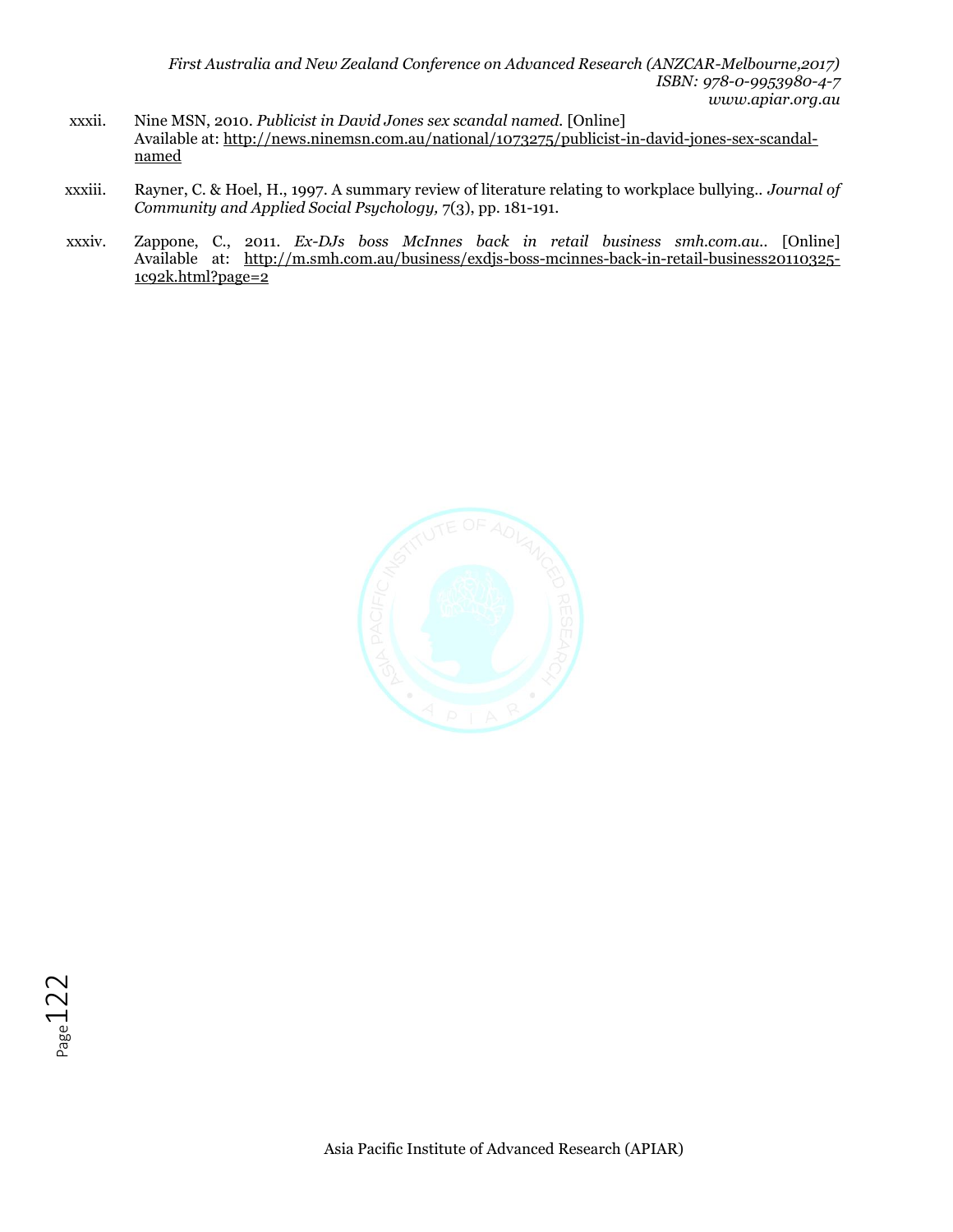xxxii. Nine MSN, 2010. *Publicist in David Jones sex scandal named.* [Online] Available at: http://news.ninemsn.com.au/national/1073275/publicist-in-david-jones-sex-scandal-named

xxxiii. Rayner, C. & Hoel, H., 1997. A summary review of literature relating to workplace bullying.. *Journal of Community and Applied Social Psychology,* 7(3), pp. 181-191.

xxxiv. Zappone, C., 2011. *Ex-DJs boss McInnes back in retail business smh.com.au..* [Online] Available at: http://m.smh.com.au/business/exdjs-boss-mcinnes-back-in-retail-business20110325-1c92k.html?page=2